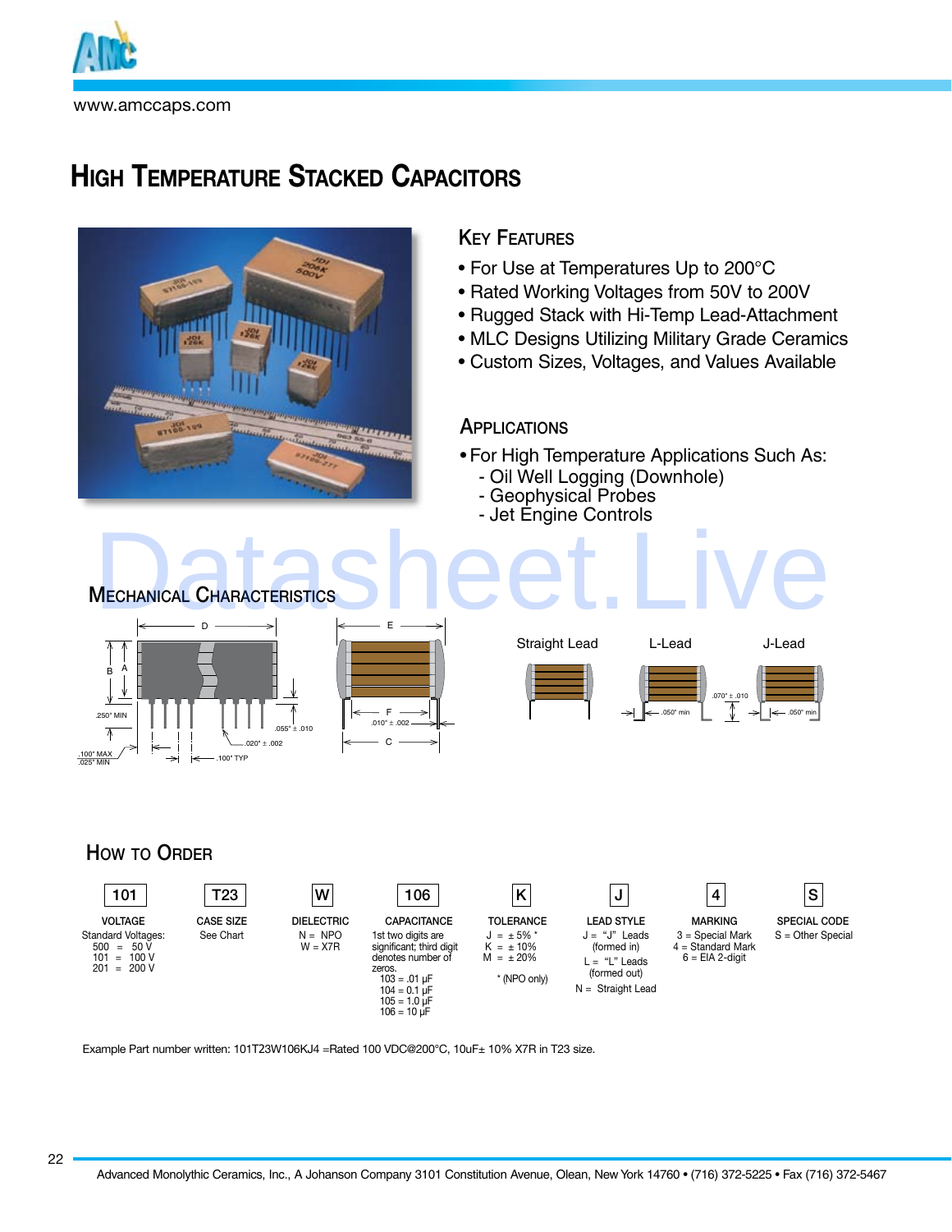www.amccaps.com

# High Temperature Stacked Capacitors

## Key Features

- For Use at Temperatures Up to 200°C
- Rated Working Voltages from 50V to 200V
- Rugged Stack with Hi-Temp Lead-Attachment
- MLC Designs Utilizing Military Grade Ceramics
- Custom Sizes, Voltages, and Values Available

## Applications

- For High Temperature Applications Such As:
  - Oil Well Logging (Downhole)
  - Geophysical Probes
  - Jet Engine Controls

## Mechanical Characteristics

D, E, B, A, F, C

.250" MIN
.055" ± .010
.020" ± .002
.100" MAX
.025" MIN
.100" TYP
.010" ± .002

Straight Lead | L-Lead | J-Lead

.050" min
.070" ± .010
.050" min

## How to Order

| 101 | T23 | W | 106 | K | J | 4 | S |
|---|---|---|---|---|---|---|---|
| **VOLTAGE**<br>Standard Voltages:<br>500 = 50 V<br>101 = 100 V<br>201 = 200 V | **CASE SIZE**<br>See Chart | **DIELECTRIC**<br>N = NPO<br>W = X7R | **CAPACITANCE**<br>1st two digits are significant; third digit denotes number of zeros.<br>103 = .01 µF<br>104 = 0.1 µF<br>105 = 1.0 µF<br>106 = 10 µF | **TOLERANCE**<br>J = ± 5% *<br>K = ± 10%<br>M = ± 20%<br><br>* (NPO only) | **LEAD STYLE**<br>J = "J" Leads (formed in)<br>L = "L" Leads (formed out)<br>N = Straight Lead | **MARKING**<br>3 = Special Mark<br>4 = Standard Mark<br>6 = EIA 2-digit | **SPECIAL CODE**<br>S = Other Special |

Example Part number written: 101T23W106KJ4 =Rated 100 VDC@200°C, 10uF± 10% X7R in T23 size.

Advanced Monolythic Ceramics, Inc., A Johanson Company 3101 Constitution Avenue, Olean, New York 14760 • (716) 372-5225 • Fax (716) 372-5467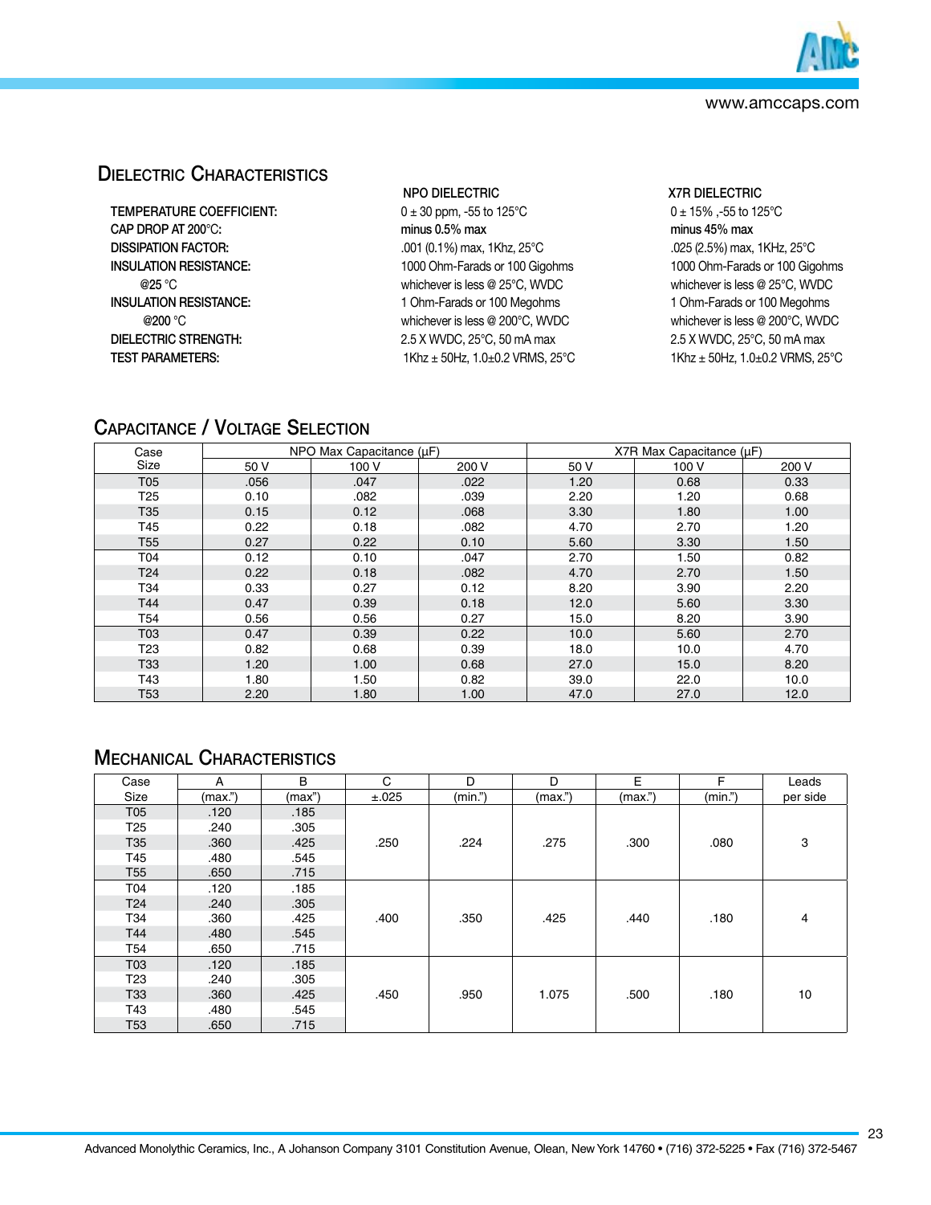## Dielectric Characteristics

| | NPO DIELECTRIC | X7R DIELECTRIC |
|---|---|---|
| TEMPERATURE COEFFICIENT: | 0 ± 30 ppm, -55 to 125°C | 0 ± 15% ,-55 to 125°C |
| CAP DROP AT 200°C: | minus 0.5% max | minus 45% max |
| DISSIPATION FACTOR: | .001 (0.1%) max, 1Khz, 25°C | .025 (2.5%) max, 1KHz, 25°C |
| INSULATION RESISTANCE: @25 °C | 1000 Ohm-Farads or 100 Gigohms whichever is less @ 25°C, WVDC | 1000 Ohm-Farads or 100 Gigohms whichever is less @ 25°C, WVDC |
| INSULATION RESISTANCE: @200 °C | 1 Ohm-Farads or 100 Megohms whichever is less @ 200°C, WVDC | 1 Ohm-Farads or 100 Megohms whichever is less @ 200°C, WVDC |
| DIELECTRIC STRENGTH: | 2.5 X WVDC, 25°C, 50 mA max | 2.5 X WVDC, 25°C, 50 mA max |
| TEST PARAMETERS: | 1Khz ± 50Hz, 1.0±0.2 VRMS, 25°C | 1Khz ± 50Hz, 1.0±0.2 VRMS, 25°C |

## Capacitance / Voltage Selection

| Case Size | NPO Max Capacitance (µF) | | | X7R Max Capacitance (µF) | | |
|---|---|---|---|---|---|---|
| | 50 V | 100 V | 200 V | 50 V | 100 V | 200 V |
| T05 | .056 | .047 | .022 | 1.20 | 0.68 | 0.33 |
| T25 | 0.10 | .082 | .039 | 2.20 | 1.20 | 0.68 |
| T35 | 0.15 | 0.12 | .068 | 3.30 | 1.80 | 1.00 |
| T45 | 0.22 | 0.18 | .082 | 4.70 | 2.70 | 1.20 |
| T55 | 0.27 | 0.22 | 0.10 | 5.60 | 3.30 | 1.50 |
| T04 | 0.12 | 0.10 | .047 | 2.70 | 1.50 | 0.82 |
| T24 | 0.22 | 0.18 | .082 | 4.70 | 2.70 | 1.50 |
| T34 | 0.33 | 0.27 | 0.12 | 8.20 | 3.90 | 2.20 |
| T44 | 0.47 | 0.39 | 0.18 | 12.0 | 5.60 | 3.30 |
| T54 | 0.56 | 0.56 | 0.27 | 15.0 | 8.20 | 3.90 |
| T03 | 0.47 | 0.39 | 0.22 | 10.0 | 5.60 | 2.70 |
| T23 | 0.82 | 0.68 | 0.39 | 18.0 | 10.0 | 4.70 |
| T33 | 1.20 | 1.00 | 0.68 | 27.0 | 15.0 | 8.20 |
| T43 | 1.80 | 1.50 | 0.82 | 39.0 | 22.0 | 10.0 |
| T53 | 2.20 | 1.80 | 1.00 | 47.0 | 27.0 | 12.0 |

## Mechanical Characteristics

| Case Size | A (max.") | B (max") | C ±.025 | D (min.") | D (max.") | E (max.") | F (min.") | Leads per side |
|---|---|---|---|---|---|---|---|---|
| T05 | .120 | .185 | .250 | .224 | .275 | .300 | .080 | 3 |
| T25 | .240 | .305 | | | | | | |
| T35 | .360 | .425 | | | | | | |
| T45 | .480 | .545 | | | | | | |
| T55 | .650 | .715 | | | | | | |
| T04 | .120 | .185 | .400 | .350 | .425 | .440 | .180 | 4 |
| T24 | .240 | .305 | | | | | | |
| T34 | .360 | .425 | | | | | | |
| T44 | .480 | .545 | | | | | | |
| T54 | .650 | .715 | | | | | | |
| T03 | .120 | .185 | .450 | .950 | 1.075 | .500 | .180 | 10 |
| T23 | .240 | .305 | | | | | | |
| T33 | .360 | .425 | | | | | | |
| T43 | .480 | .545 | | | | | | |
| T53 | .650 | .715 | | | | | | |

Advanced Monolythic Ceramics, Inc., A Johanson Company 3101 Constitution Avenue, Olean, New York 14760 • (716) 372-5225 • Fax (716) 372-5467